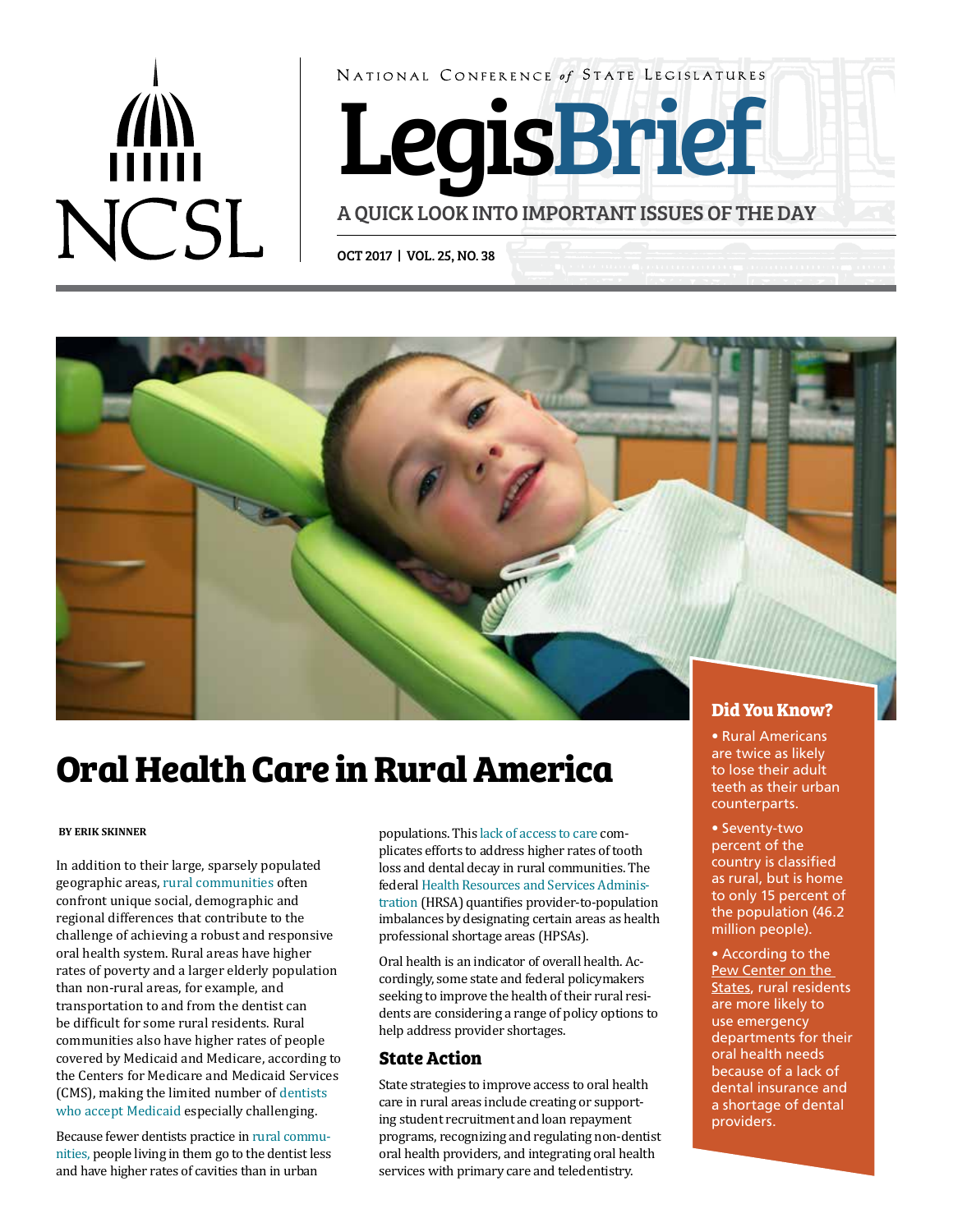NATIONAL CONFERENCE *of* STATE LEGISLATURES

# LegisBrief

A QUICK LOOK INTO IMPORTANT ISSUES OF THE DAY

OCT 2017 | VOL. 25, NO. 38

# Oral Health Care in Rural America

**BY ERIK SKINNER**

In addition to their large, sparsely populated geographic areas, rural communities often confront unique social, demographic and regional differences that contribute to the challenge of achieving a robust and responsive oral health system. Rural areas have higher rates of poverty and a larger elderly population than non-rural areas, for example, and transportation to and from the dentist can be difficult for some rural residents. Rural communities also have higher rates of people covered by Medicaid and Medicare, according to the Centers for Medicare and Medicaid Services (CMS), making the limited number of dentists who accept Medicaid especially challenging.

Because fewer dentists practice in rural communities, people living in them go to the dentist less and have higher rates of cavities than in urban populations. This lack of access to care complicates efforts to address higher rates of tooth loss and dental decay in rural communities. The federal Health Resources and Services Administration (HRSA) quantifies provider-to-population imbalances by designating certain areas as health professional shortage areas (HPSAs).

Oral health is an indicator of overall health. Accordingly, some state and federal policymakers seeking to improve the health of their rural residents are considering a range of policy options to help address provider shortages.

## State Action

State strategies to improve access to oral health care in rural areas include creating or supporting student recruitment and loan repayment programs, recognizing and regulating non-dentist oral health providers, and integrating oral health services with primary care and teledentistry.

### Did You Know?

- Rural Americans are twice as likely to lose their adult teeth as their urban counterparts.
- Seventy-two percent of the country is classified as rural, but is home to only 15 percent of the population (46.2 million people).
- According to the Pew Center on the States, rural residents are more likely to use emergency departments for their oral health needs because of a lack of dental insurance and a shortage of dental providers.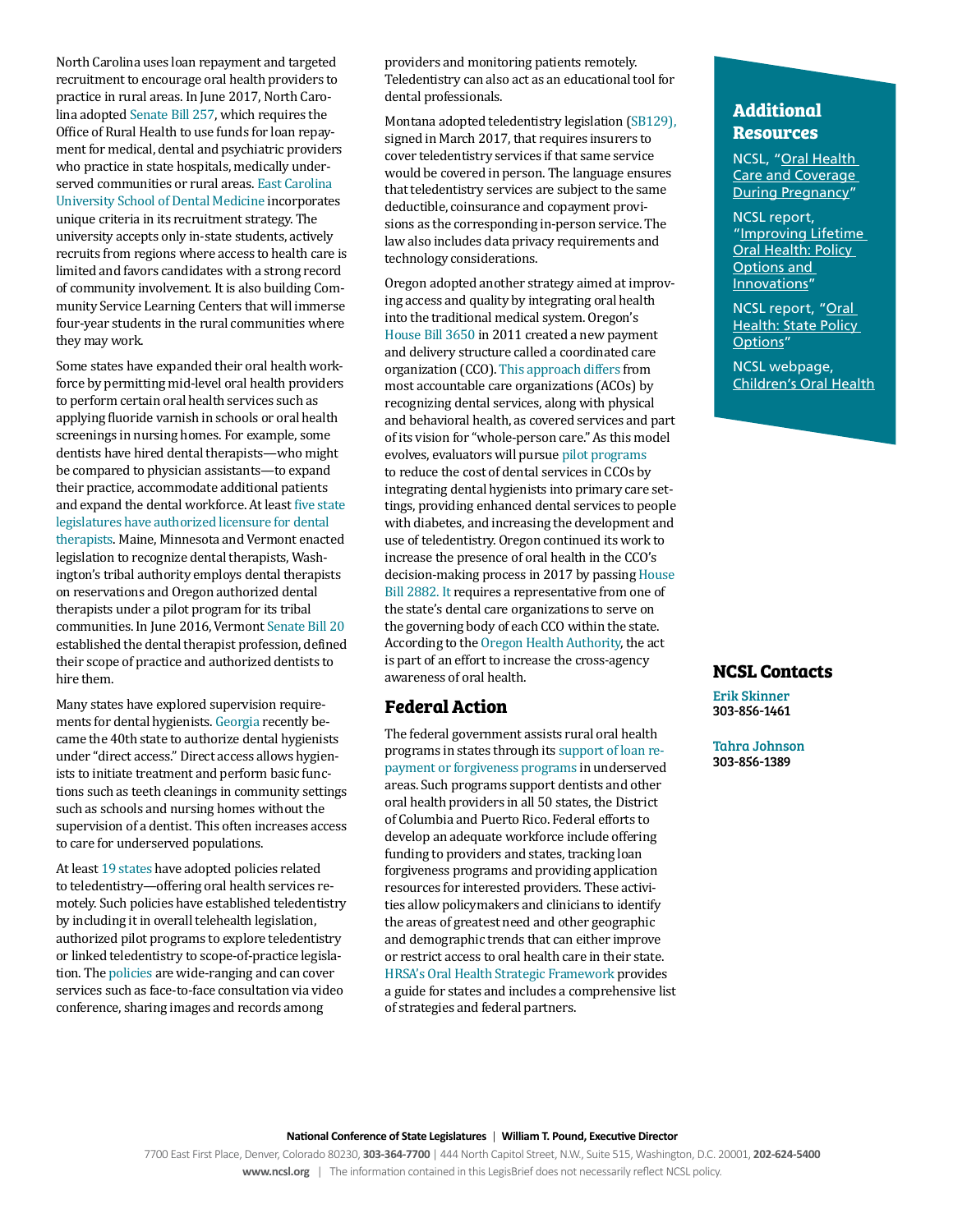North Carolina uses loan repayment and targeted recruitment to encourage oral health providers to practice in rural areas. In June 2017, North Carolina adopted Senate Bill 257, which requires the Office of Rural Health to use funds for loan repayment for medical, dental and psychiatric providers who practice in state hospitals, medically underserved communities or rural areas. East Carolina University School of Dental Medicine incorporates unique criteria in its recruitment strategy. The university accepts only in-state students, actively recruits from regions where access to health care is limited and favors candidates with a strong record of community involvement. It is also building Community Service Learning Centers that will immerse four-year students in the rural communities where they may work.

Some states have expanded their oral health workforce by permitting mid-level oral health providers to perform certain oral health services such as applying fluoride varnish in schools or oral health screenings in nursing homes. For example, some dentists have hired dental therapists—who might be compared to physician assistants—to expand their practice, accommodate additional patients and expand the dental workforce. At least five state legislatures have authorized licensure for dental therapists. Maine, Minnesota and Vermont enacted legislation to recognize dental therapists, Washington's tribal authority employs dental therapists on reservations and Oregon authorized dental therapists under a pilot program for its tribal communities. In June 2016, Vermont Senate Bill 20 established the dental therapist profession, defined their scope of practice and authorized dentists to hire them.

Many states have explored supervision requirements for dental hygienists. Georgia recently became the 40th state to authorize dental hygienists under "direct access." Direct access allows hygienists to initiate treatment and perform basic functions such as teeth cleanings in community settings such as schools and nursing homes without the supervision of a dentist. This often increases access to care for underserved populations.

At least 19 states have adopted policies related to teledentistry—offering oral health services remotely. Such policies have established teledentistry by including it in overall telehealth legislation, authorized pilot programs to explore teledentistry or linked teledentistry to scope-of-practice legislation. The policies are wide-ranging and can cover services such as face-to-face consultation via video conference, sharing images and records among providers and monitoring patients remotely. Teledentistry can also act as an educational tool for dental professionals.

Montana adopted teledentistry legislation (SB129), signed in March 2017, that requires insurers to cover teledentistry services if that same service would be covered in person. The language ensures that teledentistry services are subject to the same deductible, coinsurance and copayment provisions as the corresponding in-person service. The law also includes data privacy requirements and technology considerations.

Oregon adopted another strategy aimed at improving access and quality by integrating oral health into the traditional medical system. Oregon's House Bill 3650 in 2011 created a new payment and delivery structure called a coordinated care organization (CCO). This approach differs from most accountable care organizations (ACOs) by recognizing dental services, along with physical and behavioral health, as covered services and part of its vision for "whole-person care." As this model evolves, evaluators will pursue pilot programs to reduce the cost of dental services in CCOs by integrating dental hygienists into primary care settings, providing enhanced dental services to people with diabetes, and increasing the development and use of teledentistry. Oregon continued its work to increase the presence of oral health in the CCO's decision-making process in 2017 by passing House Bill 2882. It requires a representative from one of the state's dental care organizations to serve on the governing body of each CCO within the state. According to the Oregon Health Authority, the act is part of an effort to increase the cross-agency awareness of oral health.

## Federal Action

The federal government assists rural oral health programs in states through its support of loan repayment or forgiveness programs in underserved areas. Such programs support dentists and other oral health providers in all 50 states, the District of Columbia and Puerto Rico. Federal efforts to develop an adequate workforce include offering funding to providers and states, tracking loan forgiveness programs and providing application resources for interested providers. These activities allow policymakers and clinicians to identify the areas of greatest need and other geographic and demographic trends that can either improve or restrict access to oral health care in their state. HRSA's Oral Health Strategic Framework provides a guide for states and includes a comprehensive list of strategies and federal partners.

## Additional Resources

NCSL, "Oral Health Care and Coverage During Pregnancy"

NCSL report, "Improving Lifetime Oral Health: Policy Options and Innovations"

NCSL report, "Oral Health: State Policy Options"

NCSL webpage, Children's Oral Health

## NCSL Contacts

Erik Skinner
303-856-1461

Tahra Johnson
303-856-1389

**National Conference of State Legislatures** | **William T. Pound, Executive Director**

7700 East First Place, Denver, Colorado 80230, **303-364-7700** | 444 North Capitol Street, N.W., Suite 515, Washington, D.C. 20001, **202-624-5400**

**www.ncsl.org** | The information contained in this LegisBrief does not necessarily reflect NCSL policy.